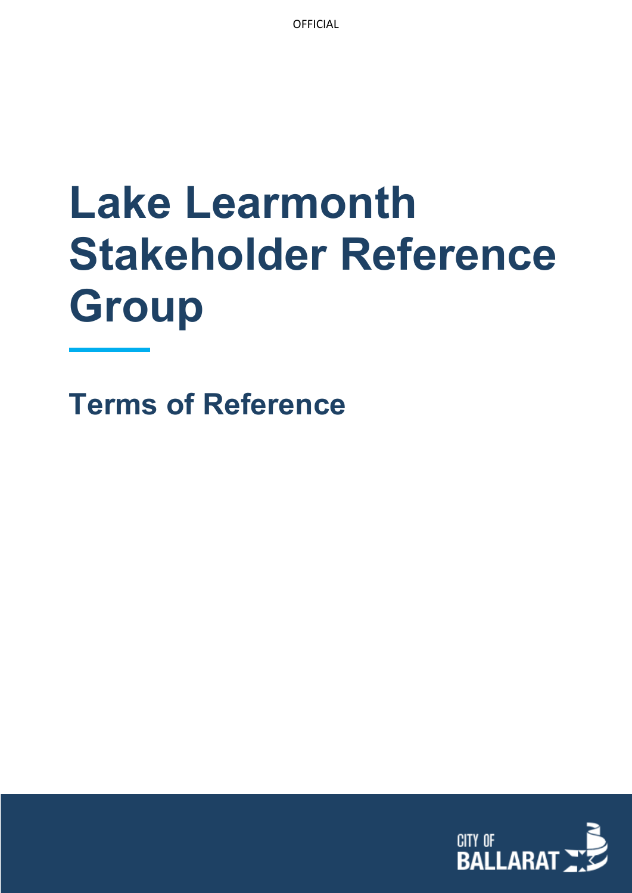# Lake Learmonth Stakeholder Reference Group

## Terms of Reference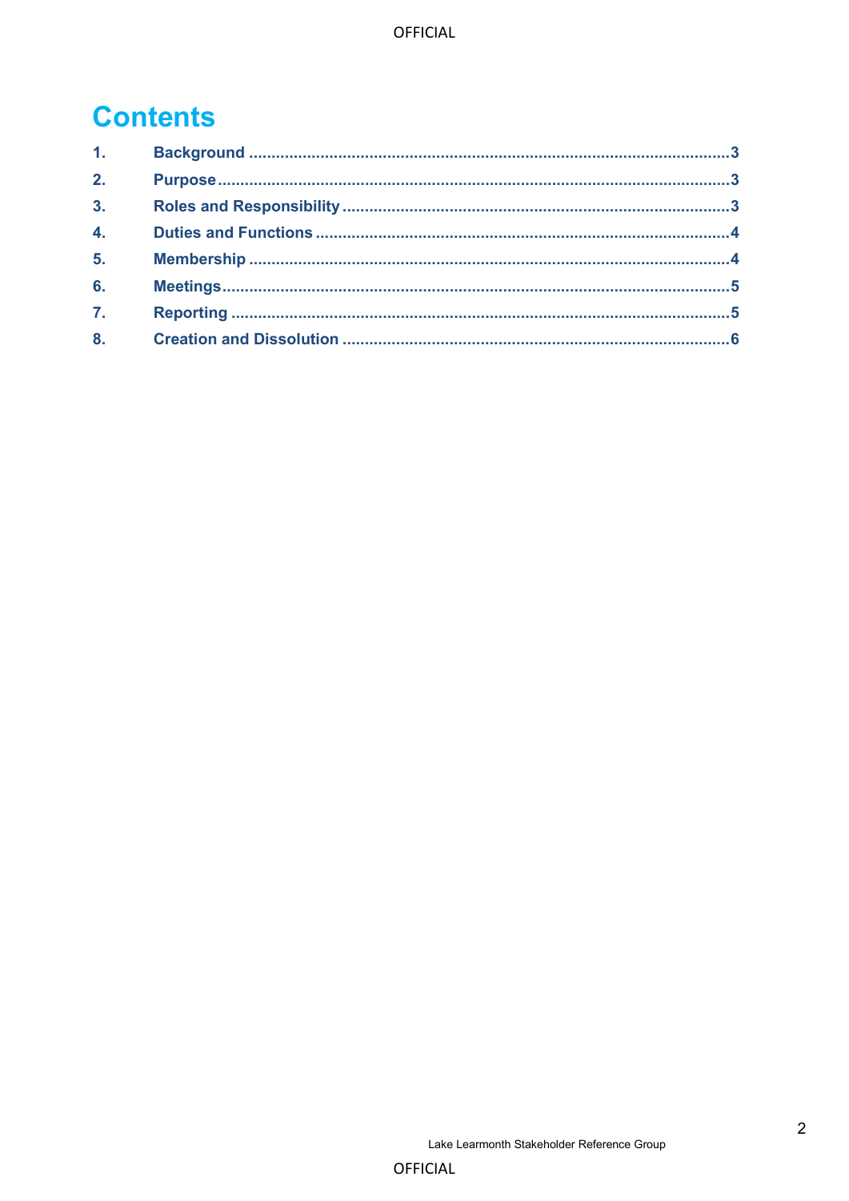# Contents

1. Background ........................................................................................................ 3
2. Purpose ............................................................................................................... 3
3. Roles and Responsibility ..................................................................................... 3
4. Duties and Functions .......................................................................................... 4
5. Membership ........................................................................................................ 4
6. Meetings .............................................................................................................. 5
7. Reporting ............................................................................................................ 5
8. Creation and Dissolution ..................................................................................... 6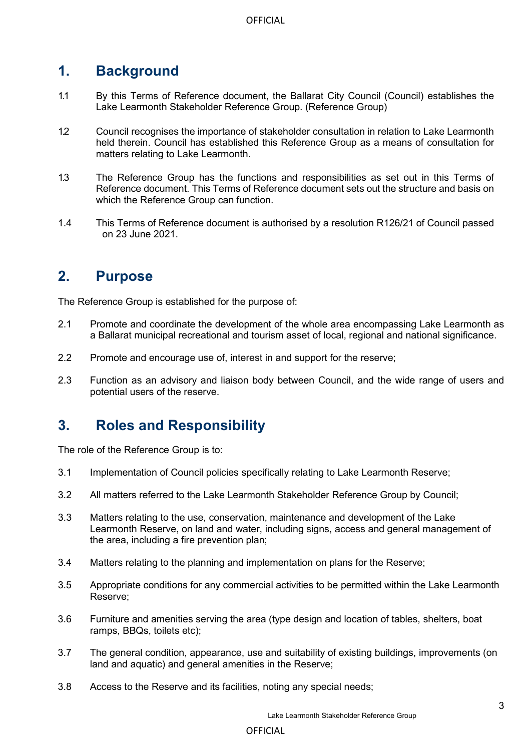## 1. Background

1.1 By this Terms of Reference document, the Ballarat City Council (Council) establishes the Lake Learmonth Stakeholder Reference Group. (Reference Group)

1.2 Council recognises the importance of stakeholder consultation in relation to Lake Learmonth held therein. Council has established this Reference Group as a means of consultation for matters relating to Lake Learmonth.

1.3 The Reference Group has the functions and responsibilities as set out in this Terms of Reference document. This Terms of Reference document sets out the structure and basis on which the Reference Group can function.

1.4 This Terms of Reference document is authorised by a resolution R126/21 of Council passed on 23 June 2021.

## 2. Purpose

The Reference Group is established for the purpose of:

2.1 Promote and coordinate the development of the whole area encompassing Lake Learmonth as a Ballarat municipal recreational and tourism asset of local, regional and national significance.

2.2 Promote and encourage use of, interest in and support for the reserve;

2.3 Function as an advisory and liaison body between Council, and the wide range of users and potential users of the reserve.

## 3. Roles and Responsibility

The role of the Reference Group is to:

3.1 Implementation of Council policies specifically relating to Lake Learmonth Reserve;

3.2 All matters referred to the Lake Learmonth Stakeholder Reference Group by Council;

3.3 Matters relating to the use, conservation, maintenance and development of the Lake Learmonth Reserve, on land and water, including signs, access and general management of the area, including a fire prevention plan;

3.4 Matters relating to the planning and implementation on plans for the Reserve;

3.5 Appropriate conditions for any commercial activities to be permitted within the Lake Learmonth Reserve;

3.6 Furniture and amenities serving the area (type design and location of tables, shelters, boat ramps, BBQs, toilets etc);

3.7 The general condition, appearance, use and suitability of existing buildings, improvements (on land and aquatic) and general amenities in the Reserve;

3.8 Access to the Reserve and its facilities, noting any special needs;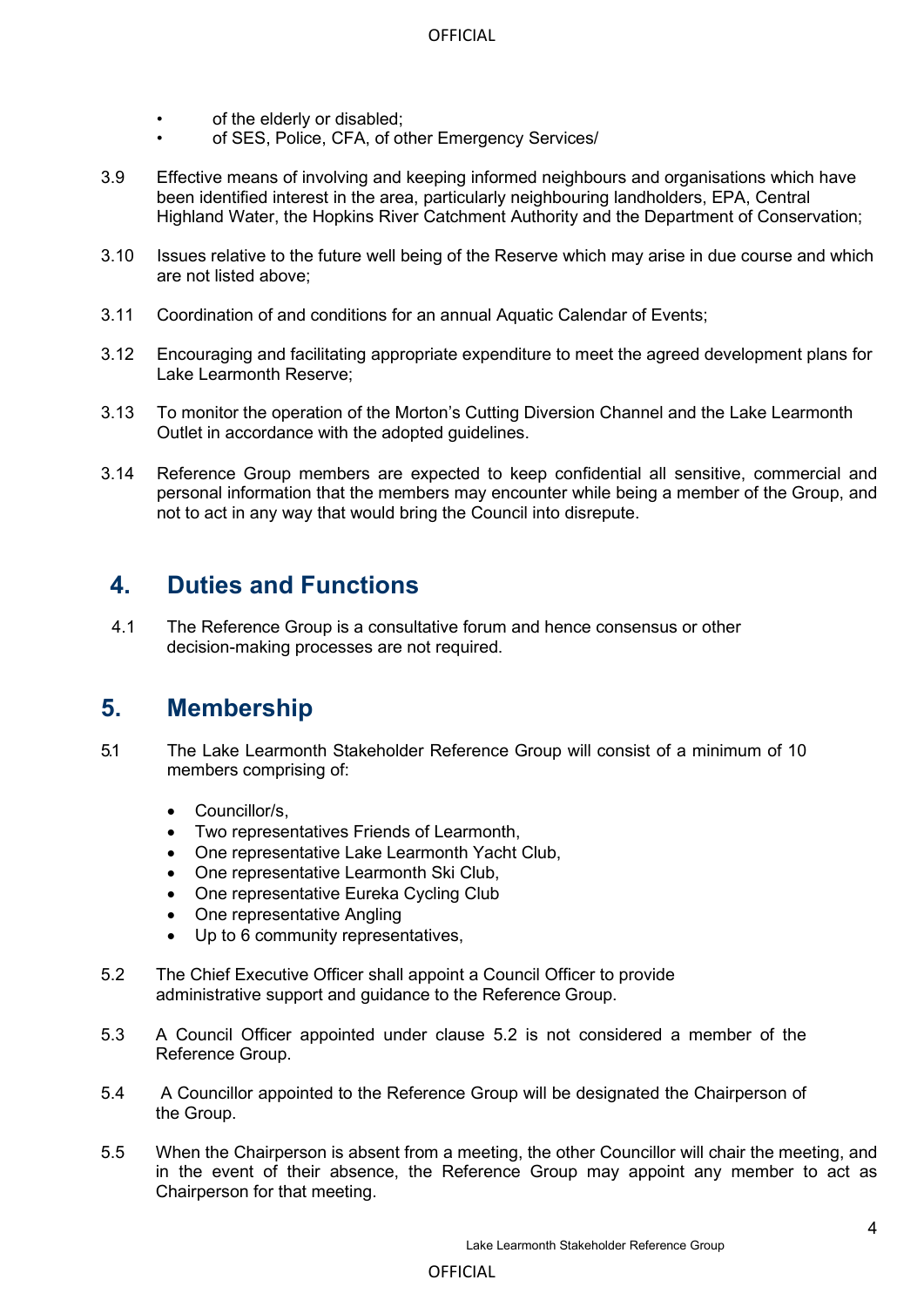- of the elderly or disabled;
- of SES, Police, CFA, of other Emergency Services/

3.9 Effective means of involving and keeping informed neighbours and organisations which have been identified interest in the area, particularly neighbouring landholders, EPA, Central Highland Water, the Hopkins River Catchment Authority and the Department of Conservation;

3.10 Issues relative to the future well being of the Reserve which may arise in due course and which are not listed above;

3.11 Coordination of and conditions for an annual Aquatic Calendar of Events;

3.12 Encouraging and facilitating appropriate expenditure to meet the agreed development plans for Lake Learmonth Reserve;

3.13 To monitor the operation of the Morton's Cutting Diversion Channel and the Lake Learmonth Outlet in accordance with the adopted guidelines.

3.14 Reference Group members are expected to keep confidential all sensitive, commercial and personal information that the members may encounter while being a member of the Group, and not to act in any way that would bring the Council into disrepute.

## 4. Duties and Functions

4.1 The Reference Group is a consultative forum and hence consensus or other decision-making processes are not required.

## 5. Membership

5.1 The Lake Learmonth Stakeholder Reference Group will consist of a minimum of 10 members comprising of:

- Councillor/s,
- Two representatives Friends of Learmonth,
- One representative Lake Learmonth Yacht Club,
- One representative Learmonth Ski Club,
- One representative Eureka Cycling Club
- One representative Angling
- Up to 6 community representatives,

5.2 The Chief Executive Officer shall appoint a Council Officer to provide administrative support and guidance to the Reference Group.

5.3 A Council Officer appointed under clause 5.2 is not considered a member of the Reference Group.

5.4 A Councillor appointed to the Reference Group will be designated the Chairperson of the Group.

5.5 When the Chairperson is absent from a meeting, the other Councillor will chair the meeting, and in the event of their absence, the Reference Group may appoint any member to act as Chairperson for that meeting.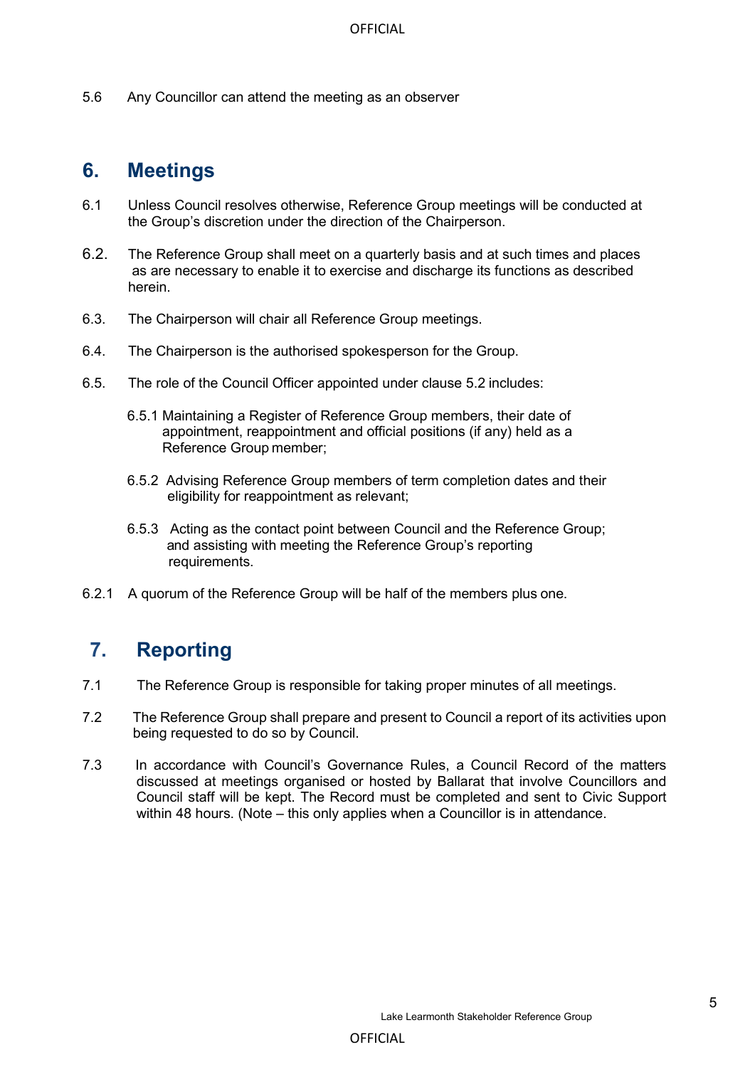5.6 Any Councillor can attend the meeting as an observer

## 6. Meetings

6.1 Unless Council resolves otherwise, Reference Group meetings will be conducted at the Group's discretion under the direction of the Chairperson.

6.2. The Reference Group shall meet on a quarterly basis and at such times and places as are necessary to enable it to exercise and discharge its functions as described herein.

6.3. The Chairperson will chair all Reference Group meetings.

6.4. The Chairperson is the authorised spokesperson for the Group.

6.5. The role of the Council Officer appointed under clause 5.2 includes:

6.5.1 Maintaining a Register of Reference Group members, their date of appointment, reappointment and official positions (if any) held as a Reference Group member;

6.5.2 Advising Reference Group members of term completion dates and their eligibility for reappointment as relevant;

6.5.3 Acting as the contact point between Council and the Reference Group; and assisting with meeting the Reference Group's reporting requirements.

6.2.1 A quorum of the Reference Group will be half of the members plus one.

## 7. Reporting

7.1 The Reference Group is responsible for taking proper minutes of all meetings.

7.2 The Reference Group shall prepare and present to Council a report of its activities upon being requested to do so by Council.

7.3 In accordance with Council's Governance Rules, a Council Record of the matters discussed at meetings organised or hosted by Ballarat that involve Councillors and Council staff will be kept. The Record must be completed and sent to Civic Support within 48 hours. (Note – this only applies when a Councillor is in attendance.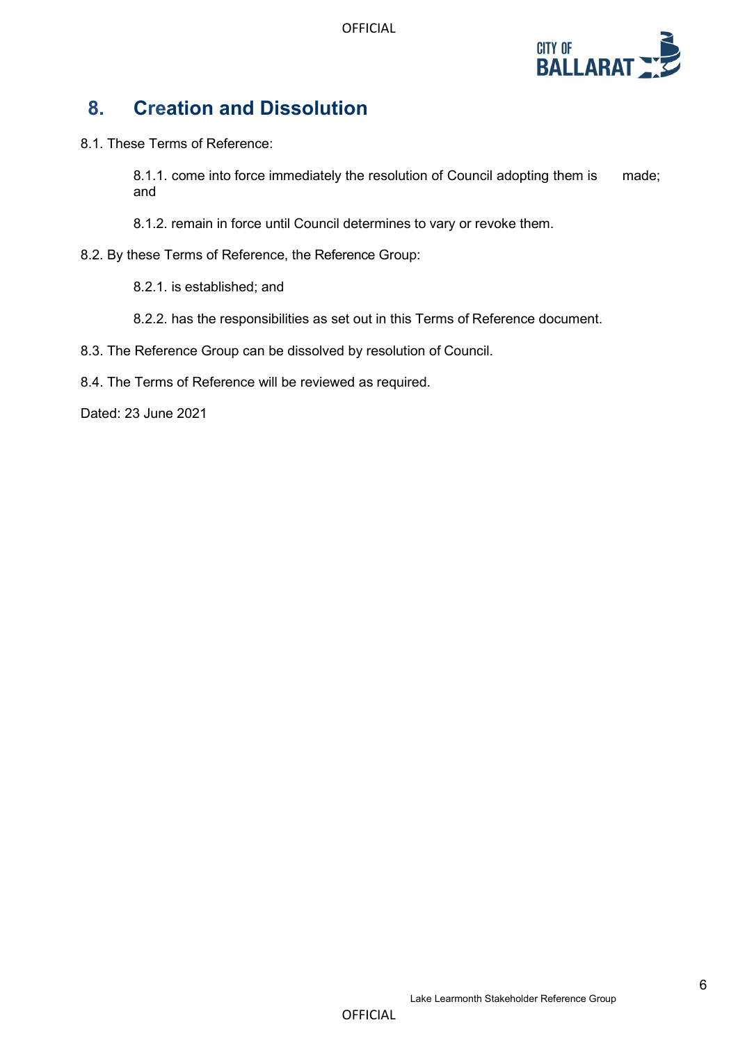## 8. Creation and Dissolution

8.1. These Terms of Reference:

8.1.1. come into force immediately the resolution of Council adopting them is made; and

8.1.2. remain in force until Council determines to vary or revoke them.

8.2. By these Terms of Reference, the Reference Group:

8.2.1. is established; and

8.2.2. has the responsibilities as set out in this Terms of Reference document.

8.3. The Reference Group can be dissolved by resolution of Council.

8.4. The Terms of Reference will be reviewed as required.

Dated: 23 June 2021